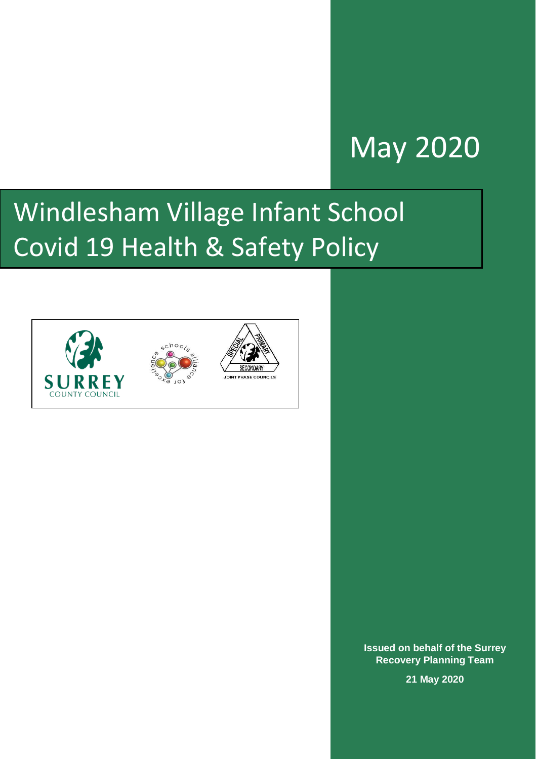May 2020

# Windlesham Village Infant School
# Covid 19 Health & Safety Policy

**Issued on behalf of the Surrey Recovery Planning Team**

**21 May 2020**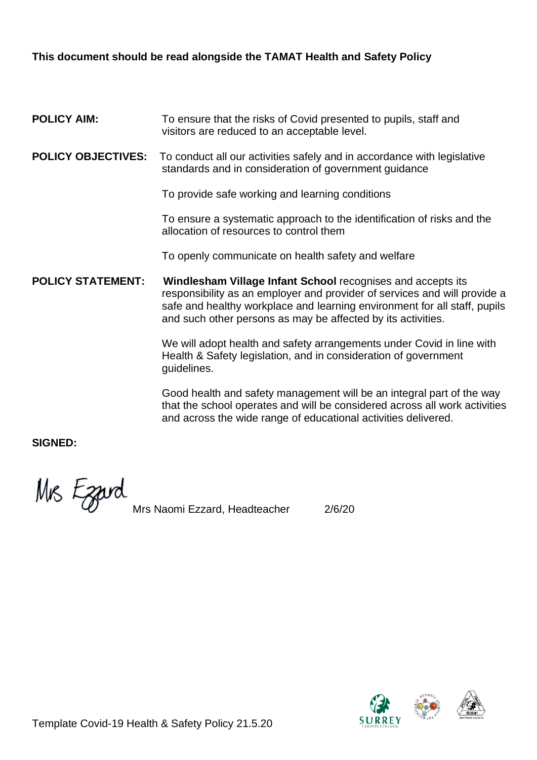**This document should be read alongside the TAMAT Health and Safety Policy**

**POLICY AIM:** To ensure that the risks of Covid presented to pupils, staff and visitors are reduced to an acceptable level.

**POLICY OBJECTIVES:** To conduct all our activities safely and in accordance with legislative standards and in consideration of government guidance

To provide safe working and learning conditions

To ensure a systematic approach to the identification of risks and the allocation of resources to control them

To openly communicate on health safety and welfare

**POLICY STATEMENT:** **Windlesham Village Infant School** recognises and accepts its responsibility as an employer and provider of services and will provide a safe and healthy workplace and learning environment for all staff, pupils and such other persons as may be affected by its activities.

We will adopt health and safety arrangements under Covid in line with Health & Safety legislation, and in consideration of government guidelines.

Good health and safety management will be an integral part of the way that the school operates and will be considered across all work activities and across the wide range of educational activities delivered.

**SIGNED:**

Mrs Ezzard

Mrs Naomi Ezzard, Headteacher 2/6/20

Template Covid-19 Health & Safety Policy 21.5.20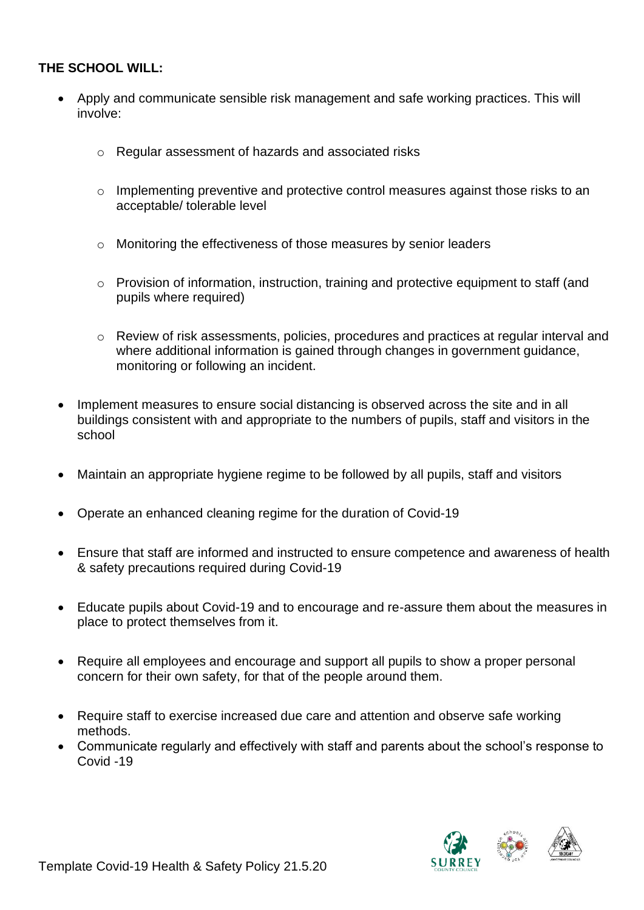**THE SCHOOL WILL:**

- Apply and communicate sensible risk management and safe working practices. This will involve:
  - Regular assessment of hazards and associated risks
  - Implementing preventive and protective control measures against those risks to an acceptable/ tolerable level
  - Monitoring the effectiveness of those measures by senior leaders
  - Provision of information, instruction, training and protective equipment to staff (and pupils where required)
  - Review of risk assessments, policies, procedures and practices at regular interval and where additional information is gained through changes in government guidance, monitoring or following an incident.
- Implement measures to ensure social distancing is observed across the site and in all buildings consistent with and appropriate to the numbers of pupils, staff and visitors in the school
- Maintain an appropriate hygiene regime to be followed by all pupils, staff and visitors
- Operate an enhanced cleaning regime for the duration of Covid-19
- Ensure that staff are informed and instructed to ensure competence and awareness of health & safety precautions required during Covid-19
- Educate pupils about Covid-19 and to encourage and re-assure them about the measures in place to protect themselves from it.
- Require all employees and encourage and support all pupils to show a proper personal concern for their own safety, for that of the people around them.
- Require staff to exercise increased due care and attention and observe safe working methods.
- Communicate regularly and effectively with staff and parents about the school's response to Covid -19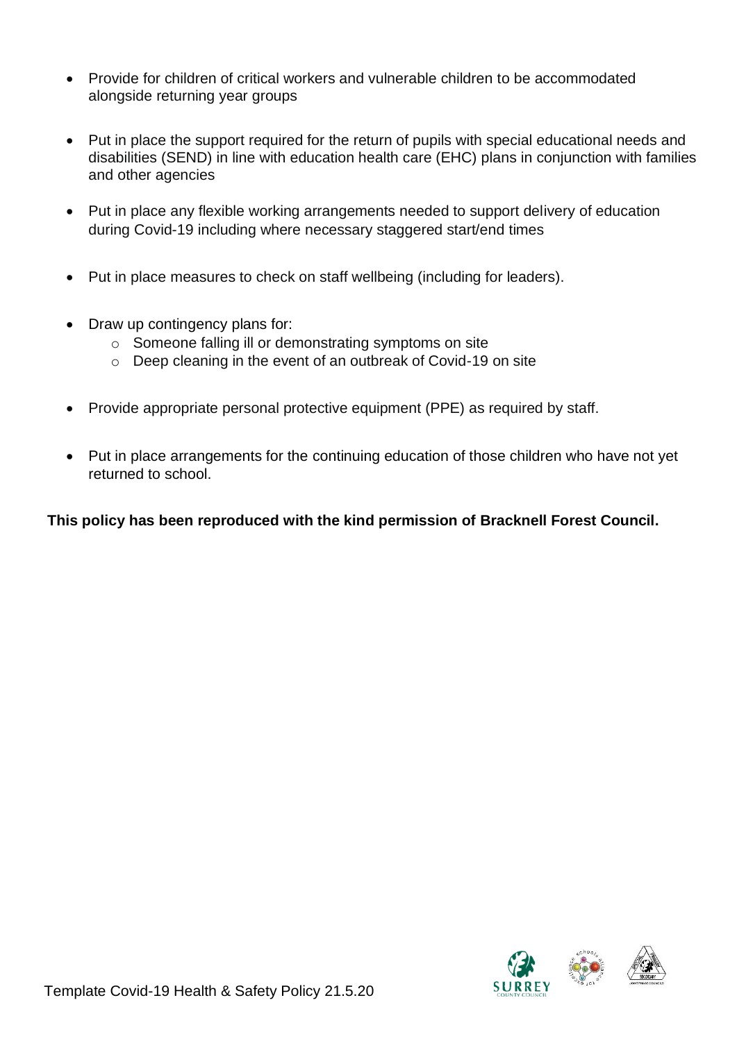- Provide for children of critical workers and vulnerable children to be accommodated alongside returning year groups

- Put in place the support required for the return of pupils with special educational needs and disabilities (SEND) in line with education health care (EHC) plans in conjunction with families and other agencies

- Put in place any flexible working arrangements needed to support delivery of education during Covid-19 including where necessary staggered start/end times

- Put in place measures to check on staff wellbeing (including for leaders).

- Draw up contingency plans for:
  - Someone falling ill or demonstrating symptoms on site
  - Deep cleaning in the event of an outbreak of Covid-19 on site

- Provide appropriate personal protective equipment (PPE) as required by staff.

- Put in place arrangements for the continuing education of those children who have not yet returned to school.

**This policy has been reproduced with the kind permission of Bracknell Forest Council.**